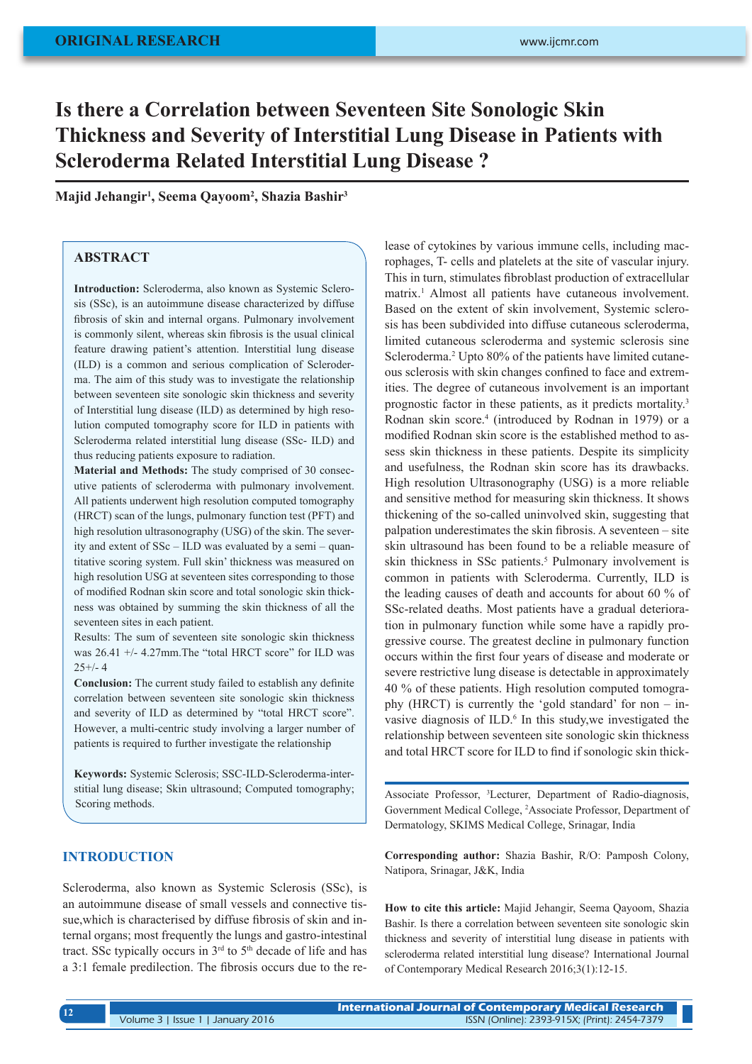ORIGINAL RESEARCH

# Is there a Correlation between Seventeen Site Sonologic Skin Thickness and Severity of Interstitial Lung Disease in Patients with Scleroderma Related Interstitial Lung Disease ?

**Majid Jehangir[1], Seema Qayoom[2], Shazia Bashir[3]**

## ABSTRACT

**Introduction:** Scleroderma, also known as Systemic Sclerosis (SSc), is an autoimmune disease characterized by diffuse fibrosis of skin and internal organs. Pulmonary involvement is commonly silent, whereas skin fibrosis is the usual clinical feature drawing patient's attention. Interstitial lung disease (ILD) is a common and serious complication of Scleroderma. The aim of this study was to investigate the relationship between seventeen site sonologic skin thickness and severity of Interstitial lung disease (ILD) as determined by high resolution computed tomography score for ILD in patients with Scleroderma related interstitial lung disease (SSc- ILD) and thus reducing patients exposure to radiation.

**Material and Methods:** The study comprised of 30 consecutive patients of scleroderma with pulmonary involvement. All patients underwent high resolution computed tomography (HRCT) scan of the lungs, pulmonary function test (PFT) and high resolution ultrasonography (USG) of the skin. The severity and extent of SSc – ILD was evaluated by a semi – quantitative scoring system. Full skin' thickness was measured on high resolution USG at seventeen sites corresponding to those of modified Rodnan skin score and total sonologic skin thickness was obtained by summing the skin thickness of all the seventeen sites in each patient.

Results: The sum of seventeen site sonologic skin thickness was 26.41 +/- 4.27mm.The "total HRCT score" for ILD was 25+/- 4

**Conclusion:** The current study failed to establish any definite correlation between seventeen site sonologic skin thickness and severity of ILD as determined by "total HRCT score". However, a multi-centric study involving a larger number of patients is required to further investigate the relationship

**Keywords:** Systemic Sclerosis; SSC-ILD-Scleroderma-interstitial lung disease; Skin ultrasound; Computed tomography; Scoring methods.

## INTRODUCTION

Scleroderma, also known as Systemic Sclerosis (SSc), is an autoimmune disease of small vessels and connective tissue,which is characterised by diffuse fibrosis of skin and internal organs; most frequently the lungs and gastro-intestinal tract. SSc typically occurs in 3rd to 5th decade of life and has a 3:1 female predilection. The fibrosis occurs due to the release of cytokines by various immune cells, including macrophages, T- cells and platelets at the site of vascular injury. This in turn, stimulates fibroblast production of extracellular matrix.[1] Almost all patients have cutaneous involvement. Based on the extent of skin involvement, Systemic sclerosis has been subdivided into diffuse cutaneous scleroderma, limited cutaneous scleroderma and systemic sclerosis sine Scleroderma.[2] Upto 80% of the patients have limited cutaneous sclerosis with skin changes confined to face and extremities. The degree of cutaneous involvement is an important prognostic factor in these patients, as it predicts mortality.[3] Rodnan skin score.[4] (introduced by Rodnan in 1979) or a modified Rodnan skin score is the established method to assess skin thickness in these patients. Despite its simplicity and usefulness, the Rodnan skin score has its drawbacks. High resolution Ultrasonography (USG) is a more reliable and sensitive method for measuring skin thickness. It shows thickening of the so-called uninvolved skin, suggesting that palpation underestimates the skin fibrosis. A seventeen – site skin ultrasound has been found to be a reliable measure of skin thickness in SSc patients.[5] Pulmonary involvement is common in patients with Scleroderma. Currently, ILD is the leading causes of death and accounts for about 60 % of SSc-related deaths. Most patients have a gradual deterioration in pulmonary function while some have a rapidly progressive course. The greatest decline in pulmonary function occurs within the first four years of disease and moderate or severe restrictive lung disease is detectable in approximately 40 % of these patients. High resolution computed tomography (HRCT) is currently the 'gold standard' for non – invasive diagnosis of ILD.[6] In this study,we investigated the relationship between seventeen site sonologic skin thickness and total HRCT score for ILD to find if sonologic skin thick-

Associate Professor, [3]Lecturer, Department of Radio-diagnosis, Government Medical College, [2]Associate Professor, Department of Dermatology, SKIMS Medical College, Srinagar, India

**Corresponding author:** Shazia Bashir, R/O: Pamposh Colony, Natipora, Srinagar, J&K, India

**How to cite this article:** Majid Jehangir, Seema Qayoom, Shazia Bashir. Is there a correlation between seventeen site sonologic skin thickness and severity of interstitial lung disease in patients with scleroderma related interstitial lung disease? International Journal of Contemporary Medical Research 2016;3(1):12-15.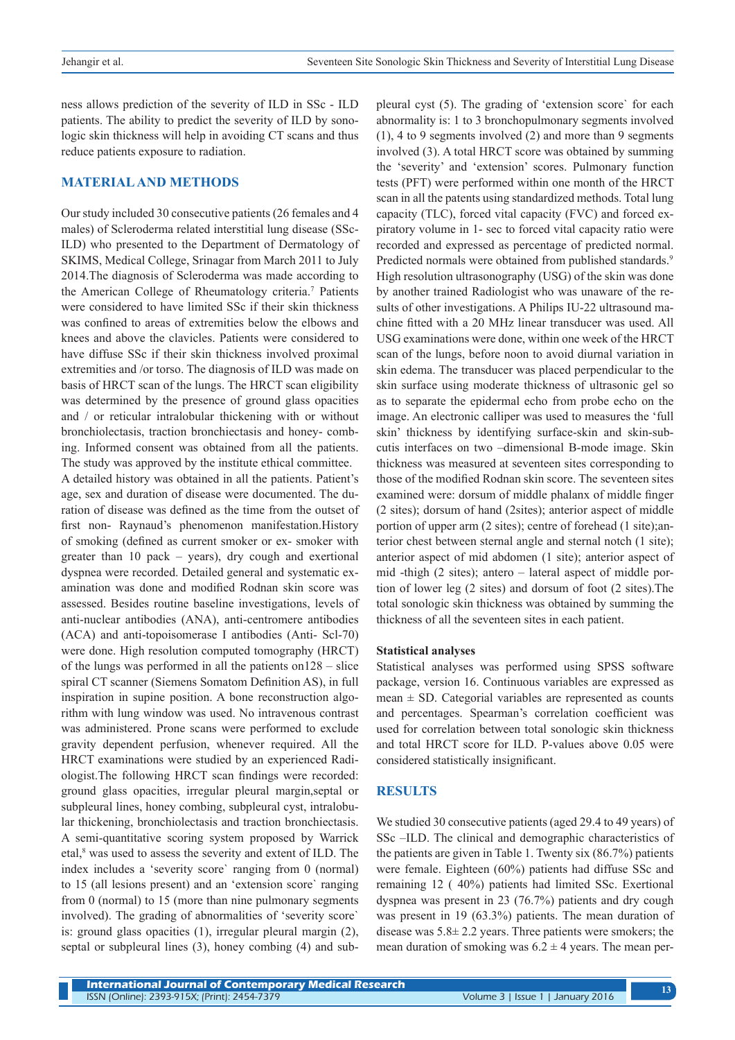ness allows prediction of the severity of ILD in SSc - ILD patients. The ability to predict the severity of ILD by sonologic skin thickness will help in avoiding CT scans and thus reduce patients exposure to radiation.

## MATERIAL AND METHODS

Our study included 30 consecutive patients (26 females and 4 males) of Scleroderma related interstitial lung disease (SSc-ILD) who presented to the Department of Dermatology of SKIMS, Medical College, Srinagar from March 2011 to July 2014.The diagnosis of Scleroderma was made according to the American College of Rheumatology criteria.[7] Patients were considered to have limited SSc if their skin thickness was confined to areas of extremities below the elbows and knees and above the clavicles. Patients were considered to have diffuse SSc if their skin thickness involved proximal extremities and /or torso. The diagnosis of ILD was made on basis of HRCT scan of the lungs. The HRCT scan eligibility was determined by the presence of ground glass opacities and / or reticular intralobular thickening with or without bronchiolectasis, traction bronchiectasis and honey- combing. Informed consent was obtained from all the patients. The study was approved by the institute ethical committee.

A detailed history was obtained in all the patients. Patient's age, sex and duration of disease were documented. The duration of disease was defined as the time from the outset of first non- Raynaud's phenomenon manifestation.History of smoking (defined as current smoker or ex- smoker with greater than 10 pack – years), dry cough and exertional dyspnea were recorded. Detailed general and systematic examination was done and modified Rodnan skin score was assessed. Besides routine baseline investigations, levels of anti-nuclear antibodies (ANA), anti-centromere antibodies (ACA) and anti-topoisomerase I antibodies (Anti- Scl-70) were done. High resolution computed tomography (HRCT) of the lungs was performed in all the patients on128 – slice spiral CT scanner (Siemens Somatom Definition AS), in full inspiration in supine position. A bone reconstruction algorithm with lung window was used. No intravenous contrast was administered. Prone scans were performed to exclude gravity dependent perfusion, whenever required. All the HRCT examinations were studied by an experienced Radiologist.The following HRCT scan findings were recorded: ground glass opacities, irregular pleural margin,septal or subpleural lines, honey combing, subpleural cyst, intralobular thickening, bronchiolectasis and traction bronchiectasis. A semi-quantitative scoring system proposed by Warrick etal,[8] was used to assess the severity and extent of ILD. The index includes a 'severity score` ranging from 0 (normal) to 15 (all lesions present) and an 'extension score` ranging from 0 (normal) to 15 (more than nine pulmonary segments involved). The grading of abnormalities of 'severity score` is: ground glass opacities (1), irregular pleural margin (2), septal or subpleural lines (3), honey combing (4) and subpleural cyst (5). The grading of 'extension score` for each abnormality is: 1 to 3 bronchopulmonary segments involved (1), 4 to 9 segments involved (2) and more than 9 segments involved (3). A total HRCT score was obtained by summing the 'severity' and 'extension' scores. Pulmonary function tests (PFT) were performed within one month of the HRCT scan in all the patients using standardized methods. Total lung capacity (TLC), forced vital capacity (FVC) and forced expiratory volume in 1- sec to forced vital capacity ratio were recorded and expressed as percentage of predicted normal. Predicted normals were obtained from published standards.[9] High resolution ultrasonography (USG) of the skin was done by another trained Radiologist who was unaware of the results of other investigations. A Philips IU-22 ultrasound machine fitted with a 20 MHz linear transducer was used. All USG examinations were done, within one week of the HRCT scan of the lungs, before noon to avoid diurnal variation in skin edema. The transducer was placed perpendicular to the skin surface using moderate thickness of ultrasonic gel so as to separate the epidermal echo from probe echo on the image. An electronic calliper was used to measures the 'full skin' thickness by identifying surface-skin and skin-subcutis interfaces on two –dimensional B-mode image. Skin thickness was measured at seventeen sites corresponding to those of the modified Rodnan skin score. The seventeen sites examined were: dorsum of middle phalanx of middle finger (2 sites); dorsum of hand (2sites); anterior aspect of middle portion of upper arm (2 sites); centre of forehead (1 site);anterior chest between sternal angle and sternal notch (1 site); anterior aspect of mid abdomen (1 site); anterior aspect of mid -thigh (2 sites); antero – lateral aspect of middle portion of lower leg (2 sites) and dorsum of foot (2 sites).The total sonologic skin thickness was obtained by summing the thickness of all the seventeen sites in each patient.

### Statistical analyses

Statistical analyses was performed using SPSS software package, version 16. Continuous variables are expressed as mean ± SD. Categorial variables are represented as counts and percentages. Spearman's correlation coefficient was used for correlation between total sonologic skin thickness and total HRCT score for ILD. P-values above 0.05 were considered statistically insignificant.

## RESULTS

We studied 30 consecutive patients (aged 29.4 to 49 years) of SSc –ILD. The clinical and demographic characteristics of the patients are given in Table 1. Twenty six (86.7%) patients were female. Eighteen (60%) patients had diffuse SSc and remaining 12 ( 40%) patients had limited SSc. Exertional dyspnea was present in 23 (76.7%) patients and dry cough was present in 19 (63.3%) patients. The mean duration of disease was 5.8± 2.2 years. Three patients were smokers; the mean duration of smoking was 6.2 ± 4 years. The mean per-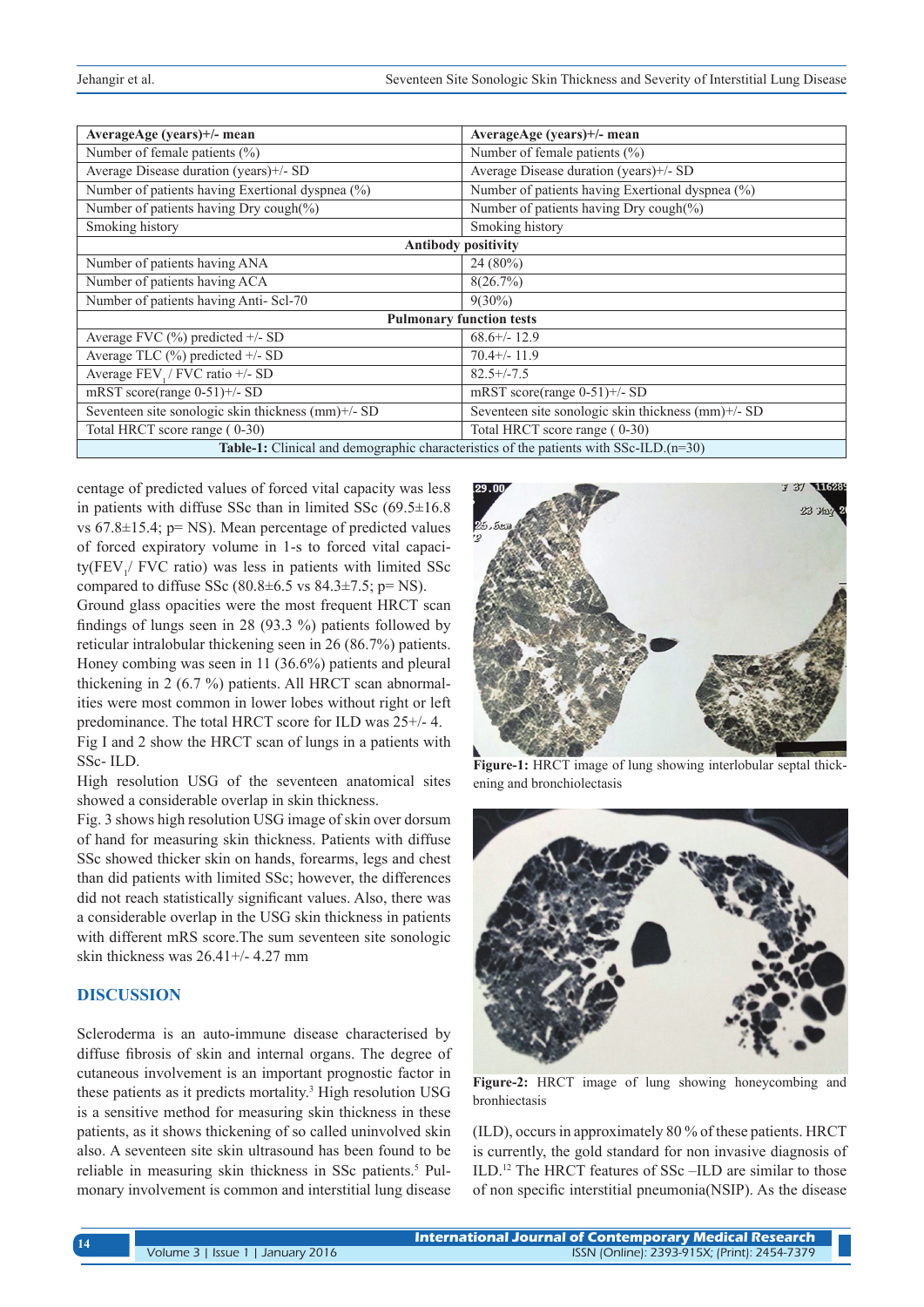| AverageAge (years)+/- mean | AverageAge (years)+/- mean |
|---|---|
| Number of female patients (%) | Number of female patients (%) |
| Average Disease duration (years)+/- SD | Average Disease duration (years)+/- SD |
| Number of patients having Exertional dyspnea (%) | Number of patients having Exertional dyspnea (%) |
| Number of patients having Dry cough(%) | Number of patients having Dry cough(%) |
| Smoking history | Smoking history |
| **Antibody positivity** | |
| Number of patients having ANA | 24 (80%) |
| Number of patients having ACA | 8(26.7%) |
| Number of patients having Anti- Scl-70 | 9(30%) |
| **Pulmonary function tests** | |
| Average FVC (%) predicted +/- SD | 68.6+/- 12.9 |
| Average TLC (%) predicted +/- SD | 70.4+/- 11.9 |
| Average $FEV_1$ / FVC ratio +/- SD | 82.5+/-7.5 |
| mRST score(range 0-51)+/- SD | mRST score(range 0-51)+/- SD |
| Seventeen site sonologic skin thickness (mm)+/- SD | Seventeen site sonologic skin thickness (mm)+/- SD |
| Total HRCT score range ( 0-30) | Total HRCT score range ( 0-30) |

**Table-1:** Clinical and demographic characteristics of the patients with SSc-ILD.(n=30)

centage of predicted values of forced vital capacity was less in patients with diffuse SSc than in limited SSc (69.5±16.8 vs 67.8±15.4; p= NS). Mean percentage of predicted values of forced expiratory volume in 1-s to forced vital capacity($FEV_1$/ FVC ratio) was less in patients with limited SSc compared to diffuse SSc (80.8±6.5 vs 84.3±7.5; p= NS).

Ground glass opacities were the most frequent HRCT scan findings of lungs seen in 28 (93.3 %) patients followed by reticular intralobular thickening seen in 26 (86.7%) patients. Honey combing was seen in 11 (36.6%) patients and pleural thickening in 2 (6.7 %) patients. All HRCT scan abnormalities were most common in lower lobes without right or left predominance. The total HRCT score for ILD was 25+/- 4.

Fig I and 2 show the HRCT scan of lungs in a patients with SSc- ILD.

High resolution USG of the seventeen anatomical sites showed a considerable overlap in skin thickness.

Fig. 3 shows high resolution USG image of skin over dorsum of hand for measuring skin thickness. Patients with diffuse SSc showed thicker skin on hands, forearms, legs and chest than did patients with limited SSc; however, the differences did not reach statistically significant values. Also, there was a considerable overlap in the USG skin thickness in patients with different mRS score.The sum seventeen site sonologic skin thickness was 26.41+/- 4.27 mm

**Figure-1:** HRCT image of lung showing interlobular septal thickening and bronchiolectasis

**Figure-2:** HRCT image of lung showing honeycombing and bronhiectasis

## DISCUSSION

Scleroderma is an auto-immune disease characterised by diffuse fibrosis of skin and internal organs. The degree of cutaneous involvement is an important prognostic factor in these patients as it predicts mortality.[3] High resolution USG is a sensitive method for measuring skin thickness in these patients, as it shows thickening of so called uninvolved skin also. A seventeen site skin ultrasound has been found to be reliable in measuring skin thickness in SSc patients.[5] Pulmonary involvement is common and interstitial lung disease (ILD), occurs in approximately 80 % of these patients. HRCT is currently, the gold standard for non invasive diagnosis of ILD.[12] The HRCT features of SSc –ILD are similar to those of non specific interstitial pneumonia(NSIP). As the disease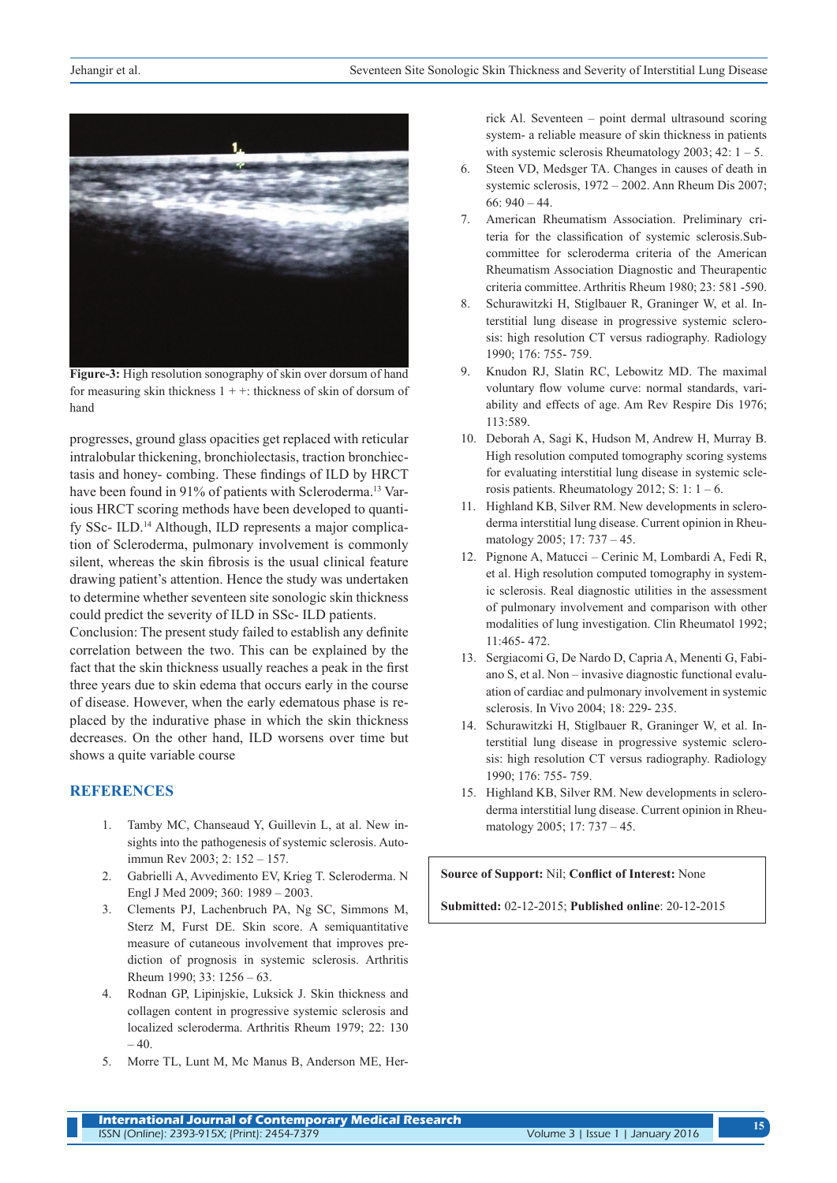Figure-3: High resolution sonography of skin over dorsum of hand for measuring skin thickness 1 + +: thickness of skin of dorsum of hand

progresses, ground glass opacities get replaced with reticular intralobular thickening, bronchiolectasis, traction bronchiectasis and honey- combing. These findings of ILD by HRCT have been found in 91% of patients with Scleroderma.[13] Various HRCT scoring methods have been developed to quantify SSc- ILD.[14] Although, ILD represents a major complication of Scleroderma, pulmonary involvement is commonly silent, whereas the skin fibrosis is the usual clinical feature drawing patient's attention. Hence the study was undertaken to determine whether seventeen site sonologic skin thickness could predict the severity of ILD in SSc- ILD patients.

Conclusion: The present study failed to establish any definite correlation between the two. This can be explained by the fact that the skin thickness usually reaches a peak in the first three years due to skin edema that occurs early in the course of disease. However, when the early edematous phase is replaced by the indurative phase in which the skin thickness decreases. On the other hand, ILD worsens over time but shows a quite variable course

## REFERENCES

1. Tamby MC, Chanseaud Y, Guillevin L, at al. New insights into the pathogenesis of systemic sclerosis. Autoimmun Rev 2003; 2: 152 – 157.
2. Gabrielli A, Avvedimento EV, Krieg T. Scleroderma. N Engl J Med 2009; 360: 1989 – 2003.
3. Clements PJ, Lachenbruch PA, Ng SC, Simmons M, Sterz M, Furst DE. Skin score. A semiquantitative measure of cutaneous involvement that improves prediction of prognosis in systemic sclerosis. Arthritis Rheum 1990; 33: 1256 – 63.
4. Rodnan GP, Lipinjskie, Luksick J. Skin thickness and collagen content in progressive systemic sclerosis and localized scleroderma. Arthritis Rheum 1979; 22: 130 – 40.
5. Morre TL, Lunt M, Mc Manus B, Anderson ME, Herrick Al. Seventeen – point dermal ultrasound scoring system- a reliable measure of skin thickness in patients with systemic sclerosis Rheumatology 2003; 42: 1 – 5.
6. Steen VD, Medsger TA. Changes in causes of death in systemic sclerosis, 1972 – 2002. Ann Rheum Dis 2007; 66: 940 – 44.
7. American Rheumatism Association. Preliminary criteria for the classification of systemic sclerosis.Subcommittee for scleroderma criteria of the American Rheumatism Association Diagnostic and Theurapentic criteria committee. Arthritis Rheum 1980; 23: 581 -590.
8. Schurawitzki H, Stiglbauer R, Graninger W, et al. Interstitial lung disease in progressive systemic sclerosis: high resolution CT versus radiography. Radiology 1990; 176: 755- 759.
9. Knudon RJ, Slatin RC, Lebowitz MD. The maximal voluntary flow volume curve: normal standards, variability and effects of age. Am Rev Respire Dis 1976; 113:589.
10. Deborah A, Sagi K, Hudson M, Andrew H, Murray B. High resolution computed tomography scoring systems for evaluating interstitial lung disease in systemic sclerosis patients. Rheumatology 2012; S: 1: 1 – 6.
11. Highland KB, Silver RM. New developments in scleroderma interstitial lung disease. Current opinion in Rheumatology 2005; 17: 737 – 45.
12. Pignone A, Matucci – Cerinic M, Lombardi A, Fedi R, et al. High resolution computed tomography in systemic sclerosis. Real diagnostic utilities in the assessment of pulmonary involvement and comparison with other modalities of lung investigation. Clin Rheumatol 1992; 11:465- 472.
13. Sergiacomi G, De Nardo D, Capria A, Menenti G, Fabiano S, et al. Non – invasive diagnostic functional evaluation of cardiac and pulmonary involvement in systemic sclerosis. In Vivo 2004; 18: 229- 235.
14. Schurawitzki H, Stiglbauer R, Graninger W, et al. Interstitial lung disease in progressive systemic sclerosis: high resolution CT versus radiography. Radiology 1990; 176: 755- 759.
15. Highland KB, Silver RM. New developments in scleroderma interstitial lung disease. Current opinion in Rheumatology 2005; 17: 737 – 45.

**Source of Support:** Nil; **Conflict of Interest:** None

**Submitted:** 02-12-2015; **Published online**: 20-12-2015